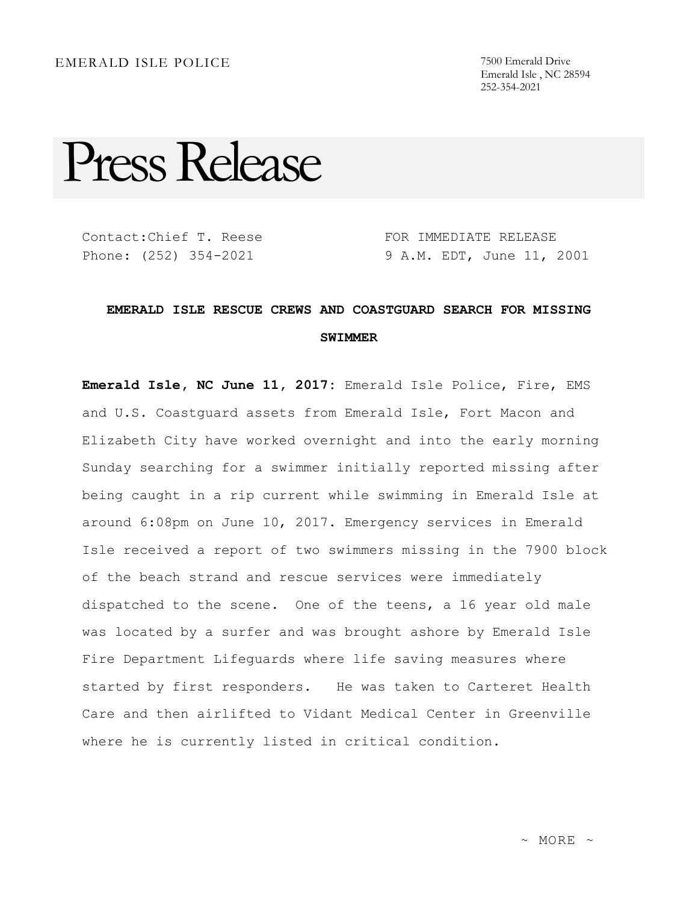EMERALD ISLE POLICE

7500 Emerald Drive
Emerald Isle , NC 28594
252-354-2021

# Press Release

Contact:Chief T. Reese
Phone: (252) 354-2021

FOR IMMEDIATE RELEASE
9 A.M. EDT, June 11, 2001

**EMERALD ISLE RESCUE CREWS AND COASTGUARD SEARCH FOR MISSING SWIMMER**

**Emerald Isle, NC June 11, 2017:** Emerald Isle Police, Fire, EMS and U.S. Coastguard assets from Emerald Isle, Fort Macon and Elizabeth City have worked overnight and into the early morning Sunday searching for a swimmer initially reported missing after being caught in a rip current while swimming in Emerald Isle at around 6:08pm on June 10, 2017. Emergency services in Emerald Isle received a report of two swimmers missing in the 7900 block of the beach strand and rescue services were immediately dispatched to the scene. One of the teens, a 16 year old male was located by a surfer and was brought ashore by Emerald Isle Fire Department Lifeguards where life saving measures where started by first responders. He was taken to Carteret Health Care and then airlifted to Vidant Medical Center in Greenville where he is currently listed in critical condition.

~ MORE ~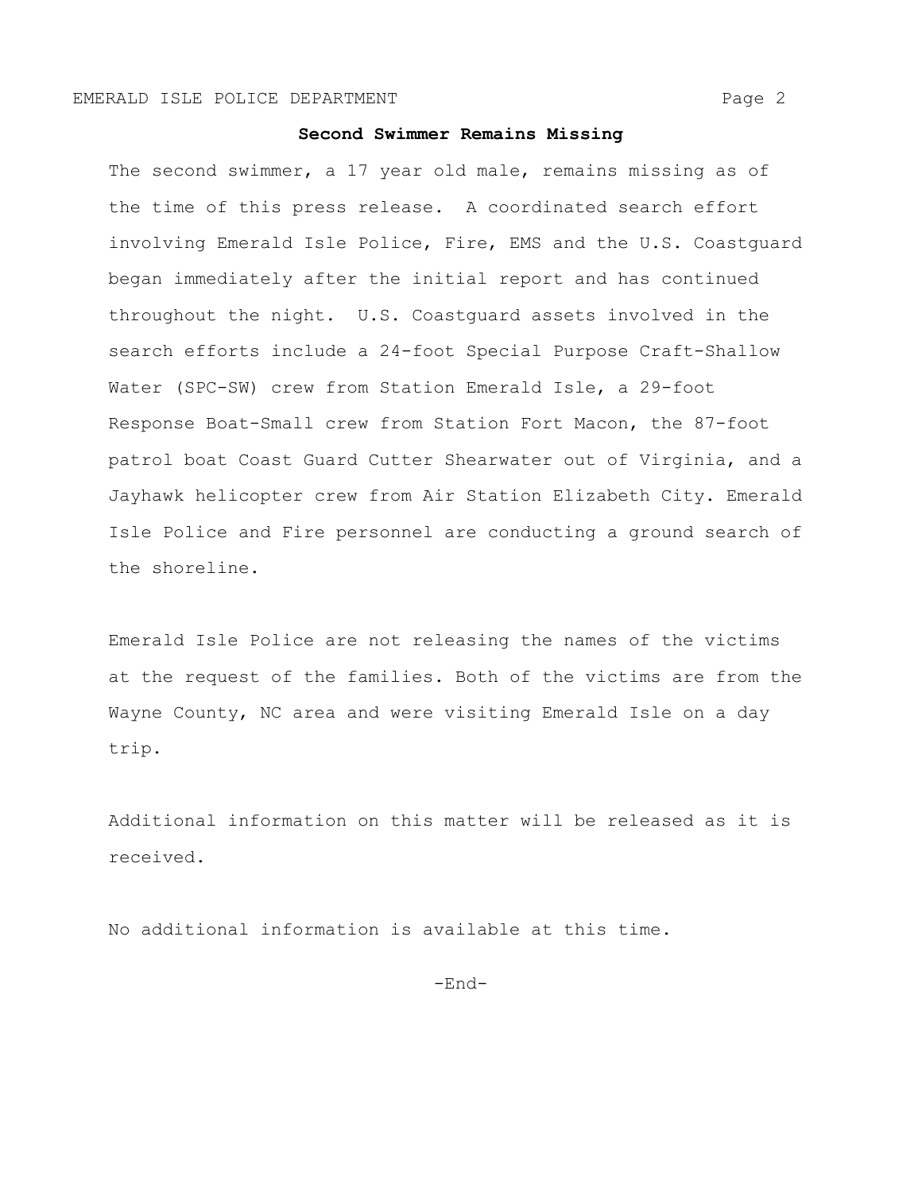## Second Swimmer Remains Missing

The second swimmer, a 17 year old male, remains missing as of the time of this press release. A coordinated search effort involving Emerald Isle Police, Fire, EMS and the U.S. Coastguard began immediately after the initial report and has continued throughout the night. U.S. Coastguard assets involved in the search efforts include a 24-foot Special Purpose Craft-Shallow Water (SPC-SW) crew from Station Emerald Isle, a 29-foot Response Boat-Small crew from Station Fort Macon, the 87-foot patrol boat Coast Guard Cutter Shearwater out of Virginia, and a Jayhawk helicopter crew from Air Station Elizabeth City. Emerald Isle Police and Fire personnel are conducting a ground search of the shoreline.

Emerald Isle Police are not releasing the names of the victims at the request of the families. Both of the victims are from the Wayne County, NC area and were visiting Emerald Isle on a day trip.

Additional information on this matter will be released as it is received.

No additional information is available at this time.

-End-